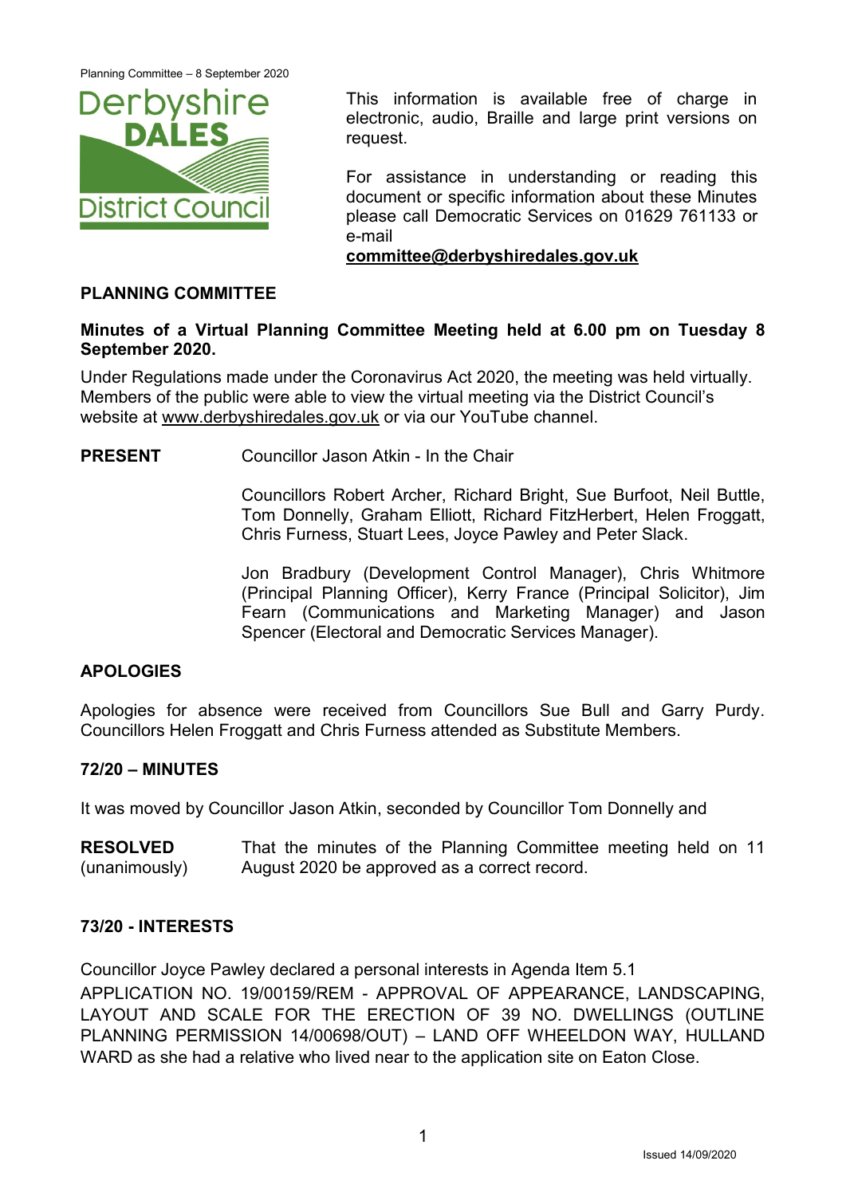This information is available free of charge in electronic, audio, Braille and large print versions on request.

For assistance in understanding or reading this document or specific information about these Minutes please call Democratic Services on 01629 761133 or e-mail **committee@derbyshiredales.gov.uk**

## PLANNING COMMITTEE

**Minutes of a Virtual Planning Committee Meeting held at 6.00 pm on Tuesday 8 September 2020.**

Under Regulations made under the Coronavirus Act 2020, the meeting was held virtually. Members of the public were able to view the virtual meeting via the District Council's website at www.derbyshiredales.gov.uk or via our YouTube channel.

**PRESENT** Councillor Jason Atkin - In the Chair

Councillors Robert Archer, Richard Bright, Sue Burfoot, Neil Buttle, Tom Donnelly, Graham Elliott, Richard FitzHerbert, Helen Froggatt, Chris Furness, Stuart Lees, Joyce Pawley and Peter Slack.

Jon Bradbury (Development Control Manager), Chris Whitmore (Principal Planning Officer), Kerry France (Principal Solicitor), Jim Fearn (Communications and Marketing Manager) and Jason Spencer (Electoral and Democratic Services Manager).

## APOLOGIES

Apologies for absence were received from Councillors Sue Bull and Garry Purdy. Councillors Helen Froggatt and Chris Furness attended as Substitute Members.

## 72/20 – MINUTES

It was moved by Councillor Jason Atkin, seconded by Councillor Tom Donnelly and

**RESOLVED** (unanimously) That the minutes of the Planning Committee meeting held on 11 August 2020 be approved as a correct record.

## 73/20 - INTERESTS

Councillor Joyce Pawley declared a personal interests in Agenda Item 5.1 APPLICATION NO. 19/00159/REM - APPROVAL OF APPEARANCE, LANDSCAPING, LAYOUT AND SCALE FOR THE ERECTION OF 39 NO. DWELLINGS (OUTLINE PLANNING PERMISSION 14/00698/OUT) – LAND OFF WHEELDON WAY, HULLAND WARD as she had a relative who lived near to the application site on Eaton Close.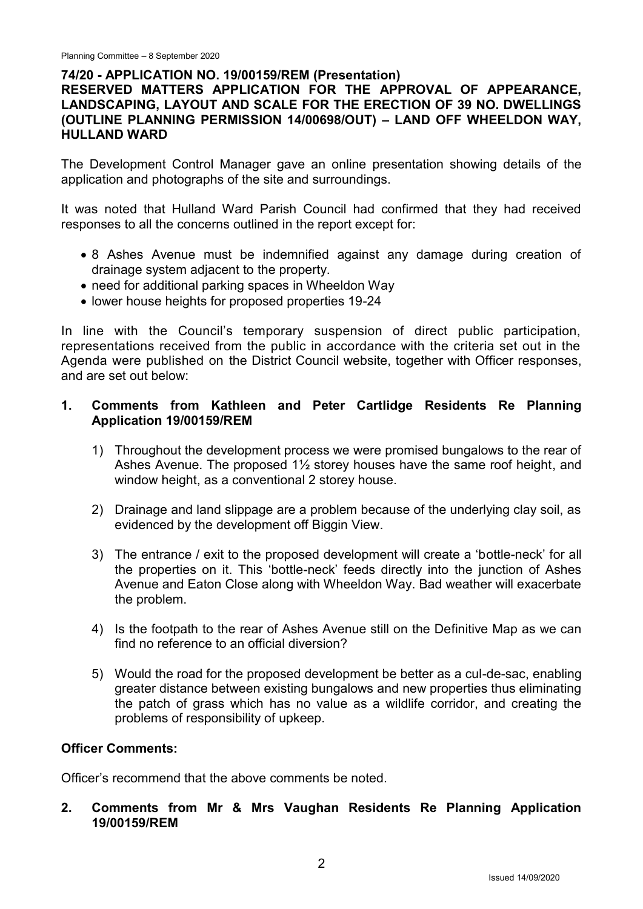## 74/20 - APPLICATION NO. 19/00159/REM (Presentation)

**RESERVED MATTERS APPLICATION FOR THE APPROVAL OF APPEARANCE, LANDSCAPING, LAYOUT AND SCALE FOR THE ERECTION OF 39 NO. DWELLINGS (OUTLINE PLANNING PERMISSION 14/00698/OUT) – LAND OFF WHEELDON WAY, HULLAND WARD**

The Development Control Manager gave an online presentation showing details of the application and photographs of the site and surroundings.

It was noted that Hulland Ward Parish Council had confirmed that they had received responses to all the concerns outlined in the report except for:

- 8 Ashes Avenue must be indemnified against any damage during creation of drainage system adjacent to the property.
- need for additional parking spaces in Wheeldon Way
- lower house heights for proposed properties 19-24

In line with the Council's temporary suspension of direct public participation, representations received from the public in accordance with the criteria set out in the Agenda were published on the District Council website, together with Officer responses, and are set out below:

### 1. Comments from Kathleen and Peter Cartlidge Residents Re Planning Application 19/00159/REM

1) Throughout the development process we were promised bungalows to the rear of Ashes Avenue. The proposed 1½ storey houses have the same roof height, and window height, as a conventional 2 storey house.

2) Drainage and land slippage are a problem because of the underlying clay soil, as evidenced by the development off Biggin View.

3) The entrance / exit to the proposed development will create a 'bottle-neck' for all the properties on it. This 'bottle-neck' feeds directly into the junction of Ashes Avenue and Eaton Close along with Wheeldon Way. Bad weather will exacerbate the problem.

4) Is the footpath to the rear of Ashes Avenue still on the Definitive Map as we can find no reference to an official diversion?

5) Would the road for the proposed development be better as a cul-de-sac, enabling greater distance between existing bungalows and new properties thus eliminating the patch of grass which has no value as a wildlife corridor, and creating the problems of responsibility of upkeep.

**Officer Comments:**

Officer's recommend that the above comments be noted.

### 2. Comments from Mr & Mrs Vaughan Residents Re Planning Application 19/00159/REM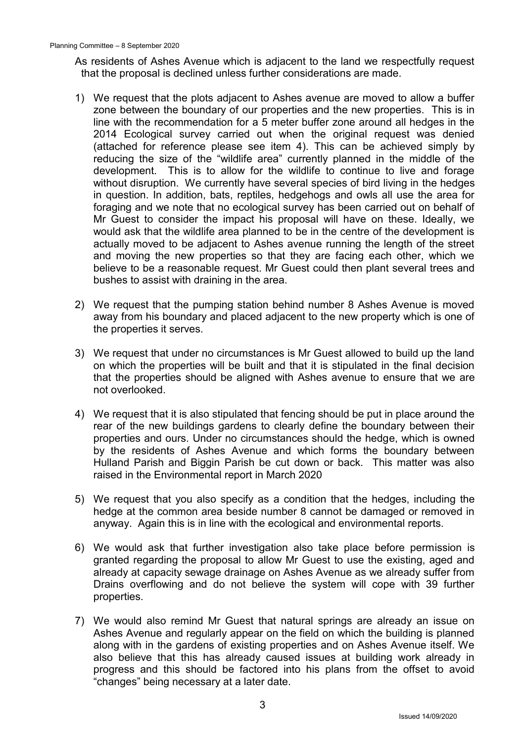As residents of Ashes Avenue which is adjacent to the land we respectfully request that the proposal is declined unless further considerations are made.

1) We request that the plots adjacent to Ashes avenue are moved to allow a buffer zone between the boundary of our properties and the new properties. This is in line with the recommendation for a 5 meter buffer zone around all hedges in the 2014 Ecological survey carried out when the original request was denied (attached for reference please see item 4). This can be achieved simply by reducing the size of the "wildlife area" currently planned in the middle of the development. This is to allow for the wildlife to continue to live and forage without disruption. We currently have several species of bird living in the hedges in question. In addition, bats, reptiles, hedgehogs and owls all use the area for foraging and we note that no ecological survey has been carried out on behalf of Mr Guest to consider the impact his proposal will have on these. Ideally, we would ask that the wildlife area planned to be in the centre of the development is actually moved to be adjacent to Ashes avenue running the length of the street and moving the new properties so that they are facing each other, which we believe to be a reasonable request. Mr Guest could then plant several trees and bushes to assist with draining in the area.

2) We request that the pumping station behind number 8 Ashes Avenue is moved away from his boundary and placed adjacent to the new property which is one of the properties it serves.

3) We request that under no circumstances is Mr Guest allowed to build up the land on which the properties will be built and that it is stipulated in the final decision that the properties should be aligned with Ashes avenue to ensure that we are not overlooked.

4) We request that it is also stipulated that fencing should be put in place around the rear of the new buildings gardens to clearly define the boundary between their properties and ours. Under no circumstances should the hedge, which is owned by the residents of Ashes Avenue and which forms the boundary between Hulland Parish and Biggin Parish be cut down or back. This matter was also raised in the Environmental report in March 2020

5) We request that you also specify as a condition that the hedges, including the hedge at the common area beside number 8 cannot be damaged or removed in anyway. Again this is in line with the ecological and environmental reports.

6) We would ask that further investigation also take place before permission is granted regarding the proposal to allow Mr Guest to use the existing, aged and already at capacity sewage drainage on Ashes Avenue as we already suffer from Drains overflowing and do not believe the system will cope with 39 further properties.

7) We would also remind Mr Guest that natural springs are already an issue on Ashes Avenue and regularly appear on the field on which the building is planned along with in the gardens of existing properties and on Ashes Avenue itself. We also believe that this has already caused issues at building work already in progress and this should be factored into his plans from the offset to avoid "changes" being necessary at a later date.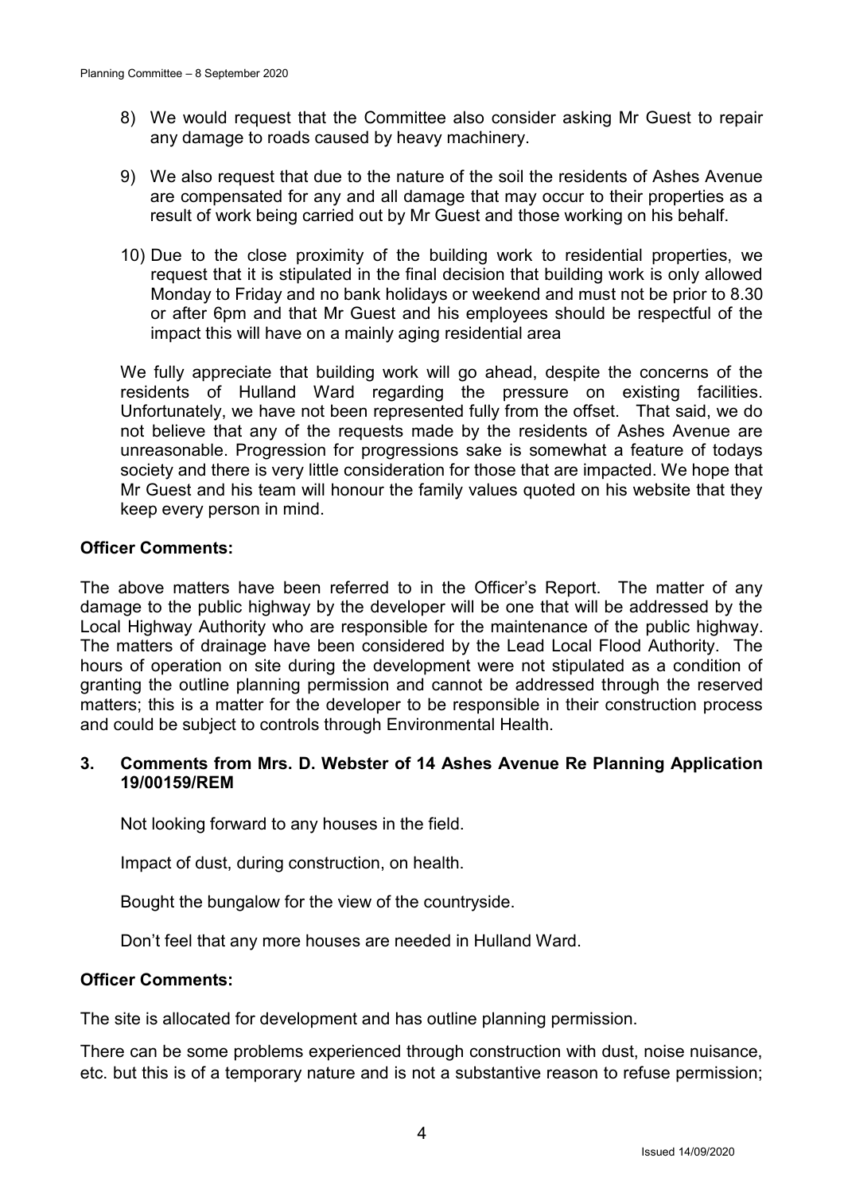8) We would request that the Committee also consider asking Mr Guest to repair any damage to roads caused by heavy machinery.

9) We also request that due to the nature of the soil the residents of Ashes Avenue are compensated for any and all damage that may occur to their properties as a result of work being carried out by Mr Guest and those working on his behalf.

10) Due to the close proximity of the building work to residential properties, we request that it is stipulated in the final decision that building work is only allowed Monday to Friday and no bank holidays or weekend and must not be prior to 8.30 or after 6pm and that Mr Guest and his employees should be respectful of the impact this will have on a mainly aging residential area

We fully appreciate that building work will go ahead, despite the concerns of the residents of Hulland Ward regarding the pressure on existing facilities. Unfortunately, we have not been represented fully from the offset. That said, we do not believe that any of the requests made by the residents of Ashes Avenue are unreasonable. Progression for progressions sake is somewhat a feature of todays society and there is very little consideration for those that are impacted. We hope that Mr Guest and his team will honour the family values quoted on his website that they keep every person in mind.

**Officer Comments:**

The above matters have been referred to in the Officer's Report. The matter of any damage to the public highway by the developer will be one that will be addressed by the Local Highway Authority who are responsible for the maintenance of the public highway. The matters of drainage have been considered by the Lead Local Flood Authority. The hours of operation on site during the development were not stipulated as a condition of granting the outline planning permission and cannot be addressed through the reserved matters; this is a matter for the developer to be responsible in their construction process and could be subject to controls through Environmental Health.

### 3. Comments from Mrs. D. Webster of 14 Ashes Avenue Re Planning Application 19/00159/REM

Not looking forward to any houses in the field.

Impact of dust, during construction, on health.

Bought the bungalow for the view of the countryside.

Don't feel that any more houses are needed in Hulland Ward.

**Officer Comments:**

The site is allocated for development and has outline planning permission.

There can be some problems experienced through construction with dust, noise nuisance, etc. but this is of a temporary nature and is not a substantive reason to refuse permission;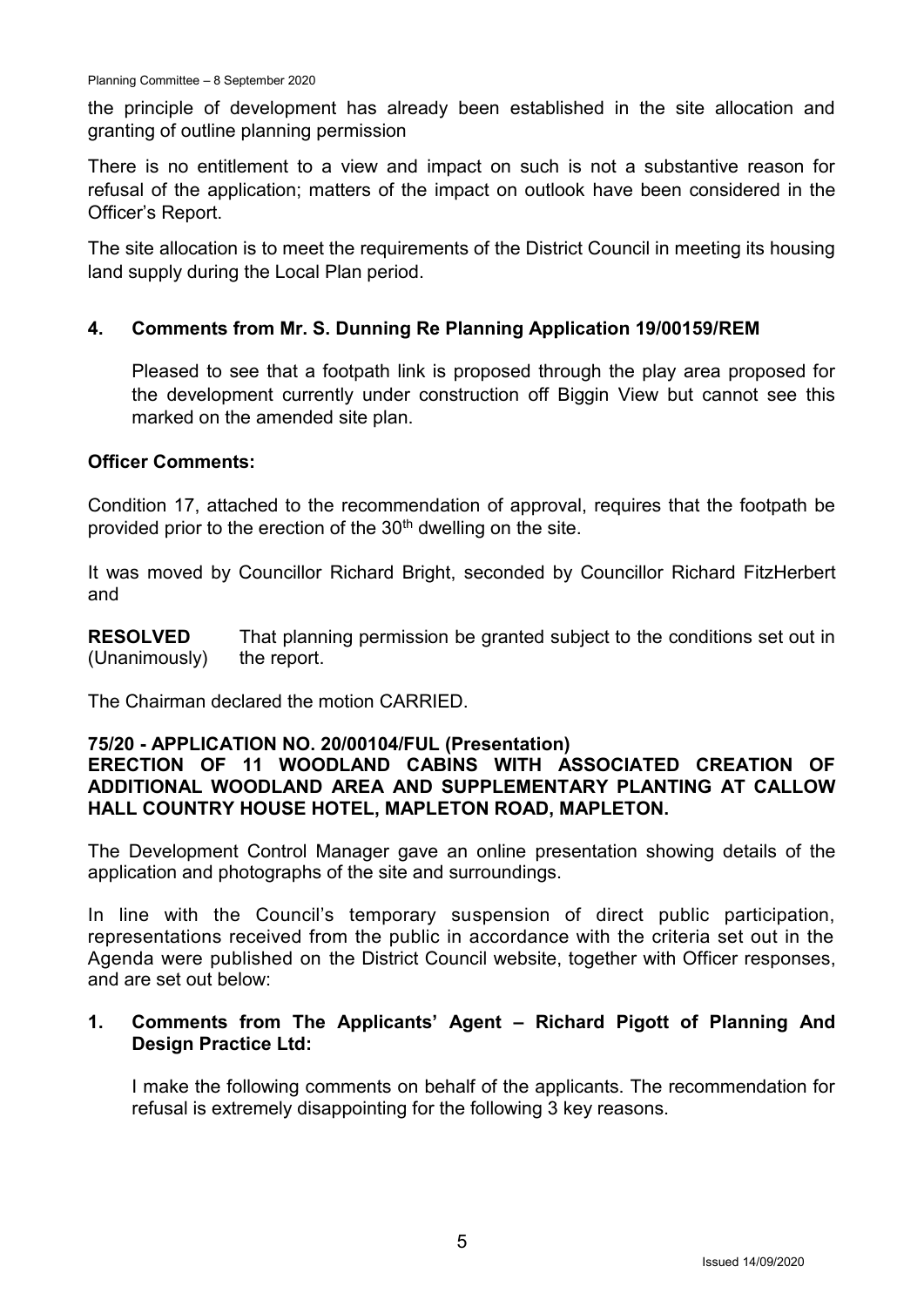the principle of development has already been established in the site allocation and granting of outline planning permission

There is no entitlement to a view and impact on such is not a substantive reason for refusal of the application; matters of the impact on outlook have been considered in the Officer's Report.

The site allocation is to meet the requirements of the District Council in meeting its housing land supply during the Local Plan period.

### 4. Comments from Mr. S. Dunning Re Planning Application 19/00159/REM

Pleased to see that a footpath link is proposed through the play area proposed for the development currently under construction off Biggin View but cannot see this marked on the amended site plan.

**Officer Comments:**

Condition 17, attached to the recommendation of approval, requires that the footpath be provided prior to the erection of the 30th dwelling on the site.

It was moved by Councillor Richard Bright, seconded by Councillor Richard FitzHerbert and

**RESOLVED** (Unanimously) That planning permission be granted subject to the conditions set out in the report.

The Chairman declared the motion CARRIED.

## 75/20 - APPLICATION NO. 20/00104/FUL (Presentation) ERECTION OF 11 WOODLAND CABINS WITH ASSOCIATED CREATION OF ADDITIONAL WOODLAND AREA AND SUPPLEMENTARY PLANTING AT CALLOW HALL COUNTRY HOUSE HOTEL, MAPLETON ROAD, MAPLETON.

The Development Control Manager gave an online presentation showing details of the application and photographs of the site and surroundings.

In line with the Council's temporary suspension of direct public participation, representations received from the public in accordance with the criteria set out in the Agenda were published on the District Council website, together with Officer responses, and are set out below:

### 1. Comments from The Applicants' Agent – Richard Pigott of Planning And Design Practice Ltd:

I make the following comments on behalf of the applicants. The recommendation for refusal is extremely disappointing for the following 3 key reasons.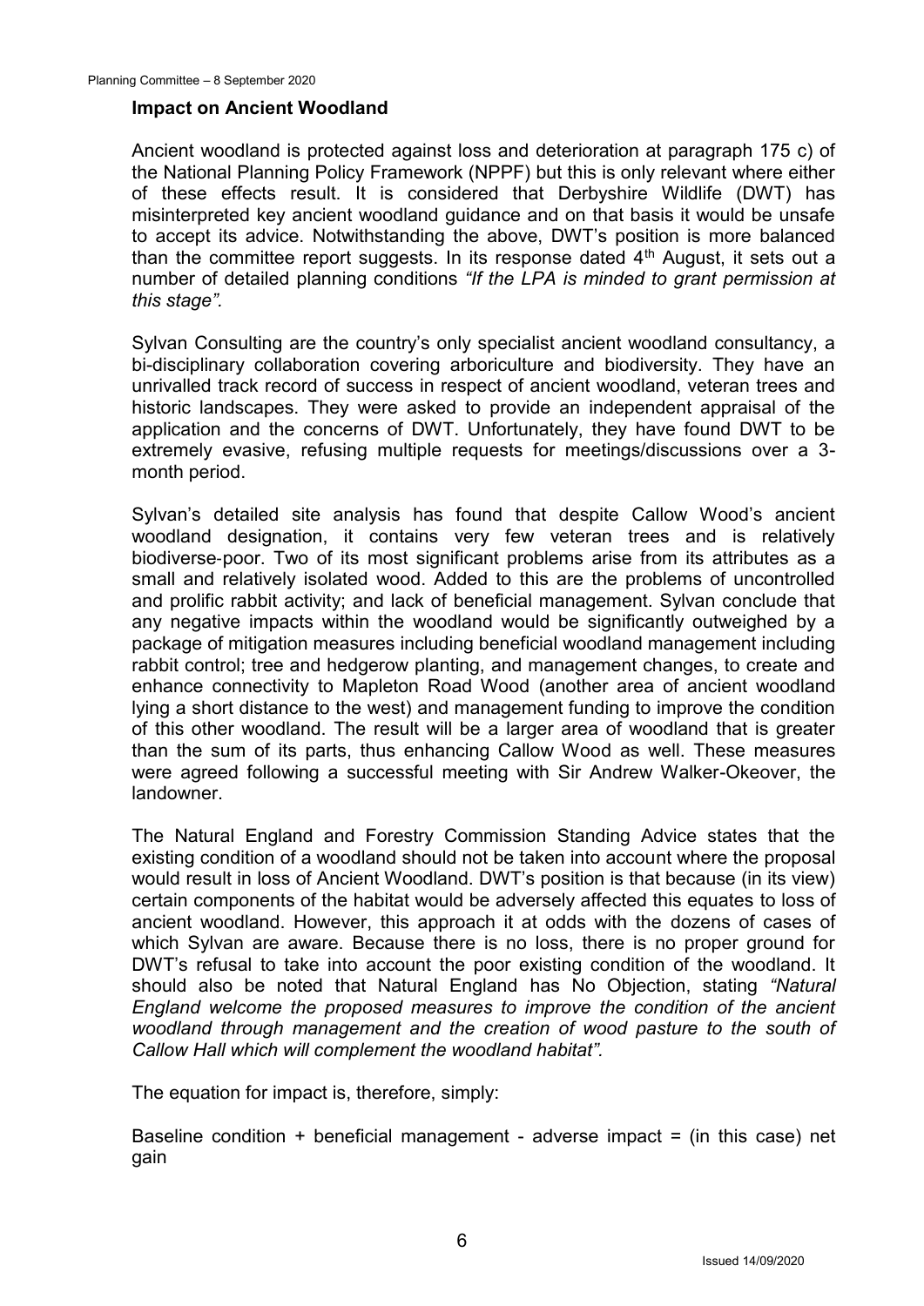### Impact on Ancient Woodland

Ancient woodland is protected against loss and deterioration at paragraph 175 c) of the National Planning Policy Framework (NPPF) but this is only relevant where either of these effects result. It is considered that Derbyshire Wildlife (DWT) has misinterpreted key ancient woodland guidance and on that basis it would be unsafe to accept its advice. Notwithstanding the above, DWT's position is more balanced than the committee report suggests. In its response dated 4th August, it sets out a number of detailed planning conditions *"If the LPA is minded to grant permission at this stage".*

Sylvan Consulting are the country's only specialist ancient woodland consultancy, a bi-disciplinary collaboration covering arboriculture and biodiversity. They have an unrivalled track record of success in respect of ancient woodland, veteran trees and historic landscapes. They were asked to provide an independent appraisal of the application and the concerns of DWT. Unfortunately, they have found DWT to be extremely evasive, refusing multiple requests for meetings/discussions over a 3-month period.

Sylvan's detailed site analysis has found that despite Callow Wood's ancient woodland designation, it contains very few veteran trees and is relatively biodiverse-poor. Two of its most significant problems arise from its attributes as a small and relatively isolated wood. Added to this are the problems of uncontrolled and prolific rabbit activity; and lack of beneficial management. Sylvan conclude that any negative impacts within the woodland would be significantly outweighed by a package of mitigation measures including beneficial woodland management including rabbit control; tree and hedgerow planting, and management changes, to create and enhance connectivity to Mapleton Road Wood (another area of ancient woodland lying a short distance to the west) and management funding to improve the condition of this other woodland. The result will be a larger area of woodland that is greater than the sum of its parts, thus enhancing Callow Wood as well. These measures were agreed following a successful meeting with Sir Andrew Walker-Okeover, the landowner.

The Natural England and Forestry Commission Standing Advice states that the existing condition of a woodland should not be taken into account where the proposal would result in loss of Ancient Woodland. DWT's position is that because (in its view) certain components of the habitat would be adversely affected this equates to loss of ancient woodland. However, this approach it at odds with the dozens of cases of which Sylvan are aware. Because there is no loss, there is no proper ground for DWT's refusal to take into account the poor existing condition of the woodland. It should also be noted that Natural England has No Objection, stating *"Natural England welcome the proposed measures to improve the condition of the ancient woodland through management and the creation of wood pasture to the south of Callow Hall which will complement the woodland habitat".*

The equation for impact is, therefore, simply:

Baseline condition + beneficial management - adverse impact = (in this case) net gain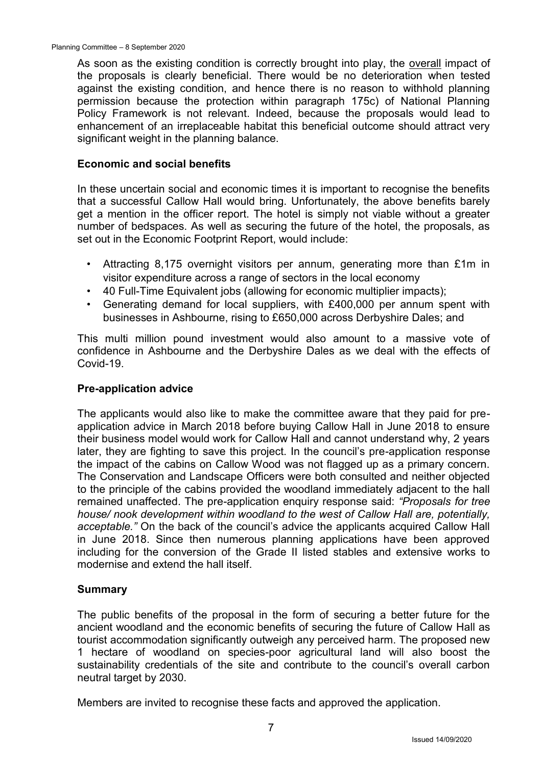As soon as the existing condition is correctly brought into play, the overall impact of the proposals is clearly beneficial. There would be no deterioration when tested against the existing condition, and hence there is no reason to withhold planning permission because the protection within paragraph 175c) of National Planning Policy Framework is not relevant. Indeed, because the proposals would lead to enhancement of an irreplaceable habitat this beneficial outcome should attract very significant weight in the planning balance.

**Economic and social benefits**

In these uncertain social and economic times it is important to recognise the benefits that a successful Callow Hall would bring. Unfortunately, the above benefits barely get a mention in the officer report. The hotel is simply not viable without a greater number of bedspaces. As well as securing the future of the hotel, the proposals, as set out in the Economic Footprint Report, would include:

- Attracting 8,175 overnight visitors per annum, generating more than £1m in visitor expenditure across a range of sectors in the local economy
- 40 Full-Time Equivalent jobs (allowing for economic multiplier impacts);
- Generating demand for local suppliers, with £400,000 per annum spent with businesses in Ashbourne, rising to £650,000 across Derbyshire Dales; and

This multi million pound investment would also amount to a massive vote of confidence in Ashbourne and the Derbyshire Dales as we deal with the effects of Covid-19.

**Pre-application advice**

The applicants would also like to make the committee aware that they paid for pre-application advice in March 2018 before buying Callow Hall in June 2018 to ensure their business model would work for Callow Hall and cannot understand why, 2 years later, they are fighting to save this project. In the council's pre-application response the impact of the cabins on Callow Wood was not flagged up as a primary concern. The Conservation and Landscape Officers were both consulted and neither objected to the principle of the cabins provided the woodland immediately adjacent to the hall remained unaffected. The pre-application enquiry response said: *"Proposals for tree house/ nook development within woodland to the west of Callow Hall are, potentially, acceptable."* On the back of the council's advice the applicants acquired Callow Hall in June 2018. Since then numerous planning applications have been approved including for the conversion of the Grade II listed stables and extensive works to modernise and extend the hall itself.

**Summary**

The public benefits of the proposal in the form of securing a better future for the ancient woodland and the economic benefits of securing the future of Callow Hall as tourist accommodation significantly outweigh any perceived harm. The proposed new 1 hectare of woodland on species-poor agricultural land will also boost the sustainability credentials of the site and contribute to the council's overall carbon neutral target by 2030.

Members are invited to recognise these facts and approved the application.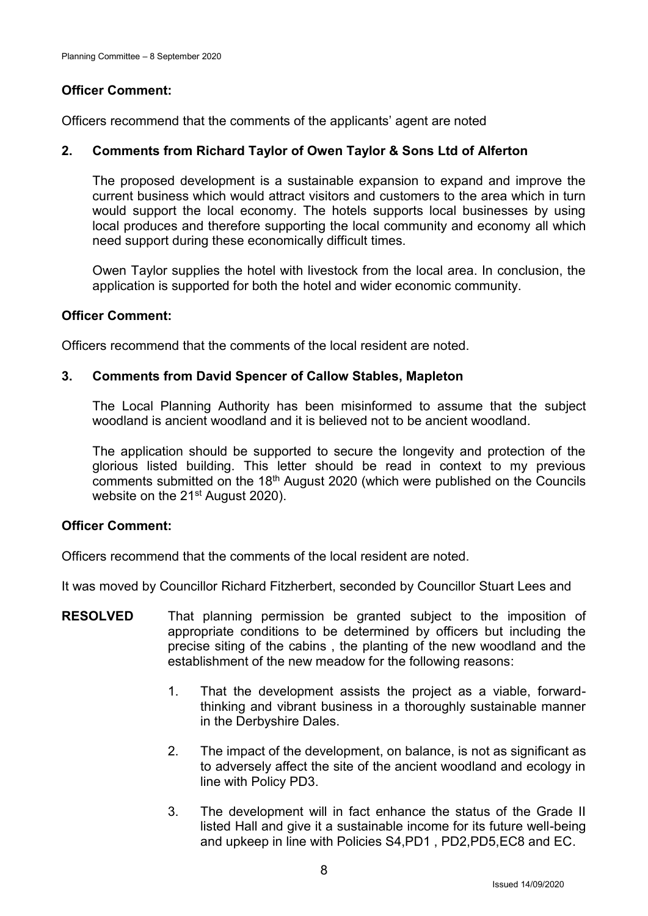**Officer Comment:**

Officers recommend that the comments of the applicants' agent are noted

**2. Comments from Richard Taylor of Owen Taylor & Sons Ltd of Alferton**

The proposed development is a sustainable expansion to expand and improve the current business which would attract visitors and customers to the area which in turn would support the local economy. The hotels supports local businesses by using local produces and therefore supporting the local community and economy all which need support during these economically difficult times.

Owen Taylor supplies the hotel with livestock from the local area. In conclusion, the application is supported for both the hotel and wider economic community.

**Officer Comment:**

Officers recommend that the comments of the local resident are noted.

**3. Comments from David Spencer of Callow Stables, Mapleton**

The Local Planning Authority has been misinformed to assume that the subject woodland is ancient woodland and it is believed not to be ancient woodland.

The application should be supported to secure the longevity and protection of the glorious listed building. This letter should be read in context to my previous comments submitted on the 18th August 2020 (which were published on the Councils website on the 21st August 2020).

**Officer Comment:**

Officers recommend that the comments of the local resident are noted.

It was moved by Councillor Richard Fitzherbert, seconded by Councillor Stuart Lees and

**RESOLVED** That planning permission be granted subject to the imposition of appropriate conditions to be determined by officers but including the precise siting of the cabins , the planting of the new woodland and the establishment of the new meadow for the following reasons:

1. That the development assists the project as a viable, forward-thinking and vibrant business in a thoroughly sustainable manner in the Derbyshire Dales.
2. The impact of the development, on balance, is not as significant as to adversely affect the site of the ancient woodland and ecology in line with Policy PD3.
3. The development will in fact enhance the status of the Grade II listed Hall and give it a sustainable income for its future well-being and upkeep in line with Policies S4,PD1 , PD2,PD5,EC8 and EC.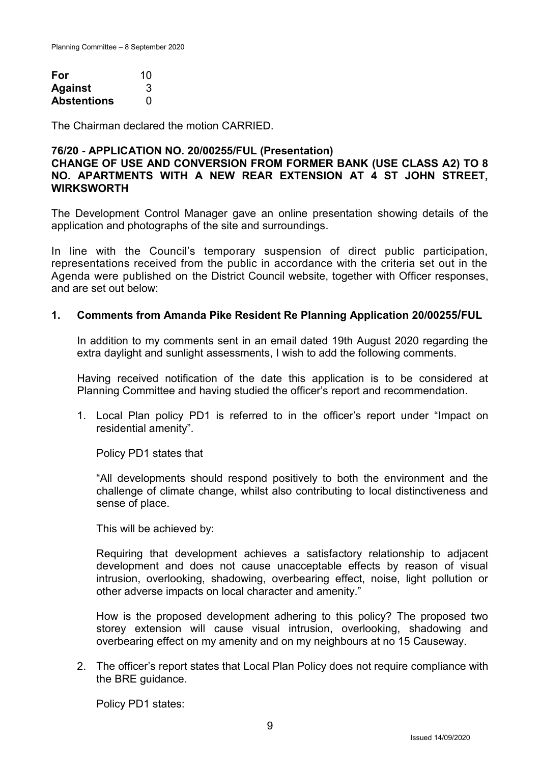| For | 10 |
|---|---|
| Against | 3 |
| Abstentions | 0 |

The Chairman declared the motion CARRIED.

### 76/20 - APPLICATION NO. 20/00255/FUL (Presentation)
### CHANGE OF USE AND CONVERSION FROM FORMER BANK (USE CLASS A2) TO 8 NO. APARTMENTS WITH A NEW REAR EXTENSION AT 4 ST JOHN STREET, WIRKSWORTH

The Development Control Manager gave an online presentation showing details of the application and photographs of the site and surroundings.

In line with the Council's temporary suspension of direct public participation, representations received from the public in accordance with the criteria set out in the Agenda were published on the District Council website, together with Officer responses, and are set out below:

**1. Comments from Amanda Pike Resident Re Planning Application 20/00255/FUL**

In addition to my comments sent in an email dated 19th August 2020 regarding the extra daylight and sunlight assessments, I wish to add the following comments.

Having received notification of the date this application is to be considered at Planning Committee and having studied the officer's report and recommendation.

1. Local Plan policy PD1 is referred to in the officer's report under "Impact on residential amenity".

   Policy PD1 states that

   "All developments should respond positively to both the environment and the challenge of climate change, whilst also contributing to local distinctiveness and sense of place.

   This will be achieved by:

   Requiring that development achieves a satisfactory relationship to adjacent development and does not cause unacceptable effects by reason of visual intrusion, overlooking, shadowing, overbearing effect, noise, light pollution or other adverse impacts on local character and amenity."

   How is the proposed development adhering to this policy? The proposed two storey extension will cause visual intrusion, overlooking, shadowing and overbearing effect on my amenity and on my neighbours at no 15 Causeway.

2. The officer's report states that Local Plan Policy does not require compliance with the BRE guidance.

   Policy PD1 states: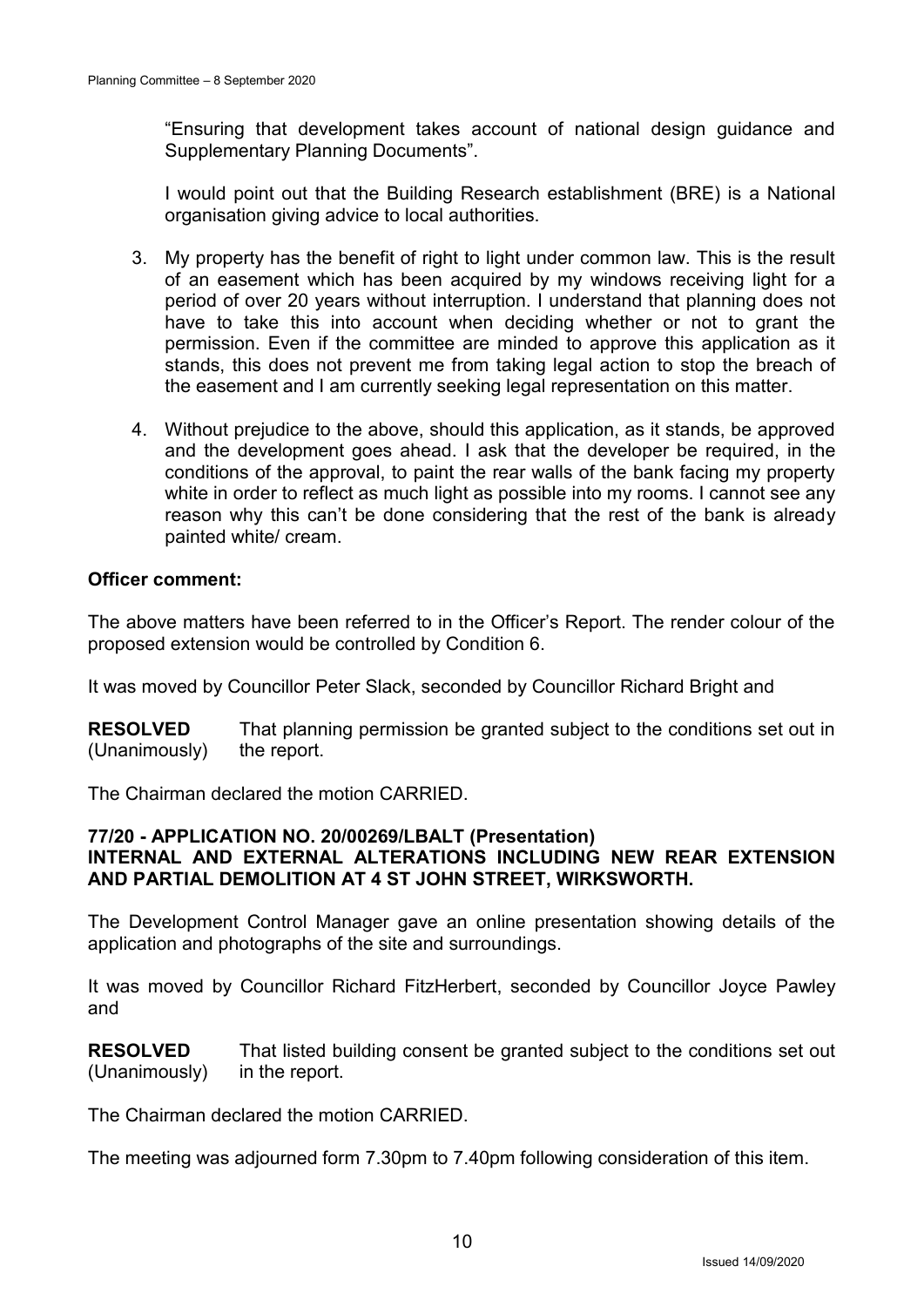"Ensuring that development takes account of national design guidance and Supplementary Planning Documents".

I would point out that the Building Research establishment (BRE) is a National organisation giving advice to local authorities.

3. My property has the benefit of right to light under common law. This is the result of an easement which has been acquired by my windows receiving light for a period of over 20 years without interruption. I understand that planning does not have to take this into account when deciding whether or not to grant the permission. Even if the committee are minded to approve this application as it stands, this does not prevent me from taking legal action to stop the breach of the easement and I am currently seeking legal representation on this matter.

4. Without prejudice to the above, should this application, as it stands, be approved and the development goes ahead. I ask that the developer be required, in the conditions of the approval, to paint the rear walls of the bank facing my property white in order to reflect as much light as possible into my rooms. I cannot see any reason why this can't be done considering that the rest of the bank is already painted white/ cream.

**Officer comment:**

The above matters have been referred to in the Officer's Report. The render colour of the proposed extension would be controlled by Condition 6.

It was moved by Councillor Peter Slack, seconded by Councillor Richard Bright and

**RESOLVED** (Unanimously) That planning permission be granted subject to the conditions set out in the report.

The Chairman declared the motion CARRIED.

**77/20 - APPLICATION NO. 20/00269/LBALT (Presentation)**
**INTERNAL AND EXTERNAL ALTERATIONS INCLUDING NEW REAR EXTENSION AND PARTIAL DEMOLITION AT 4 ST JOHN STREET, WIRKSWORTH.**

The Development Control Manager gave an online presentation showing details of the application and photographs of the site and surroundings.

It was moved by Councillor Richard FitzHerbert, seconded by Councillor Joyce Pawley and

**RESOLVED** (Unanimously) That listed building consent be granted subject to the conditions set out in the report.

The Chairman declared the motion CARRIED.

The meeting was adjourned form 7.30pm to 7.40pm following consideration of this item.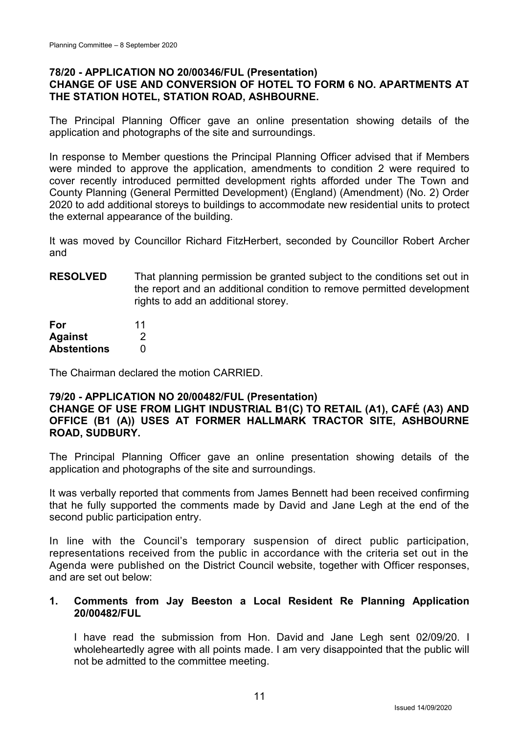### 78/20 - APPLICATION NO 20/00346/FUL (Presentation)
### CHANGE OF USE AND CONVERSION OF HOTEL TO FORM 6 NO. APARTMENTS AT THE STATION HOTEL, STATION ROAD, ASHBOURNE.

The Principal Planning Officer gave an online presentation showing details of the application and photographs of the site and surroundings.

In response to Member questions the Principal Planning Officer advised that if Members were minded to approve the application, amendments to condition 2 were required to cover recently introduced permitted development rights afforded under The Town and County Planning (General Permitted Development) (England) (Amendment) (No. 2) Order 2020 to add additional storeys to buildings to accommodate new residential units to protect the external appearance of the building.

It was moved by Councillor Richard FitzHerbert, seconded by Councillor Robert Archer and

**RESOLVED** That planning permission be granted subject to the conditions set out in the report and an additional condition to remove permitted development rights to add an additional storey.

| | |
|---|---|
| **For** | 11 |
| **Against** | 2 |
| **Abstentions** | 0 |

The Chairman declared the motion CARRIED.

### 79/20 - APPLICATION NO 20/00482/FUL (Presentation)
### CHANGE OF USE FROM LIGHT INDUSTRIAL B1(C) TO RETAIL (A1), CAFÉ (A3) AND OFFICE (B1 (A)) USES AT FORMER HALLMARK TRACTOR SITE, ASHBOURNE ROAD, SUDBURY.

The Principal Planning Officer gave an online presentation showing details of the application and photographs of the site and surroundings.

It was verbally reported that comments from James Bennett had been received confirming that he fully supported the comments made by David and Jane Legh at the end of the second public participation entry.

In line with the Council's temporary suspension of direct public participation, representations received from the public in accordance with the criteria set out in the Agenda were published on the District Council website, together with Officer responses, and are set out below:

1. **Comments from Jay Beeston a Local Resident Re Planning Application 20/00482/FUL**

   I have read the submission from Hon. David and Jane Legh sent 02/09/20. I wholeheartedly agree with all points made. I am very disappointed that the public will not be admitted to the committee meeting.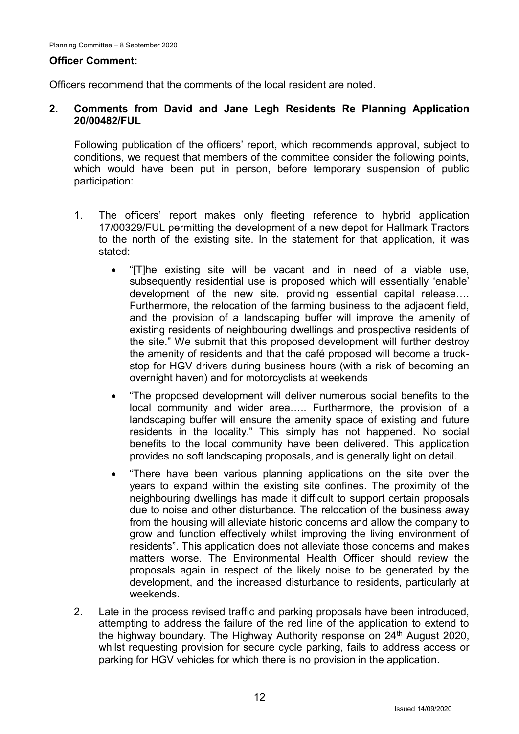**Officer Comment:**

Officers recommend that the comments of the local resident are noted.

**2. Comments from David and Jane Legh Residents Re Planning Application 20/00482/FUL**

Following publication of the officers' report, which recommends approval, subject to conditions, we request that members of the committee consider the following points, which would have been put in person, before temporary suspension of public participation:

1. The officers' report makes only fleeting reference to hybrid application 17/00329/FUL permitting the development of a new depot for Hallmark Tractors to the north of the existing site. In the statement for that application, it was stated:

   - "[T]he existing site will be vacant and in need of a viable use, subsequently residential use is proposed which will essentially 'enable' development of the new site, providing essential capital release…. Furthermore, the relocation of the farming business to the adjacent field, and the provision of a landscaping buffer will improve the amenity of existing residents of neighbouring dwellings and prospective residents of the site." We submit that this proposed development will further destroy the amenity of residents and that the café proposed will become a truck-stop for HGV drivers during business hours (with a risk of becoming an overnight haven) and for motorcyclists at weekends
   - "The proposed development will deliver numerous social benefits to the local community and wider area….. Furthermore, the provision of a landscaping buffer will ensure the amenity space of existing and future residents in the locality." This simply has not happened. No social benefits to the local community have been delivered. This application provides no soft landscaping proposals, and is generally light on detail.
   - "There have been various planning applications on the site over the years to expand within the existing site confines. The proximity of the neighbouring dwellings has made it difficult to support certain proposals due to noise and other disturbance. The relocation of the business away from the housing will alleviate historic concerns and allow the company to grow and function effectively whilst improving the living environment of residents". This application does not alleviate those concerns and makes matters worse. The Environmental Health Officer should review the proposals again in respect of the likely noise to be generated by the development, and the increased disturbance to residents, particularly at weekends.

2. Late in the process revised traffic and parking proposals have been introduced, attempting to address the failure of the red line of the application to extend to the highway boundary. The Highway Authority response on 24th August 2020, whilst requesting provision for secure cycle parking, fails to address access or parking for HGV vehicles for which there is no provision in the application.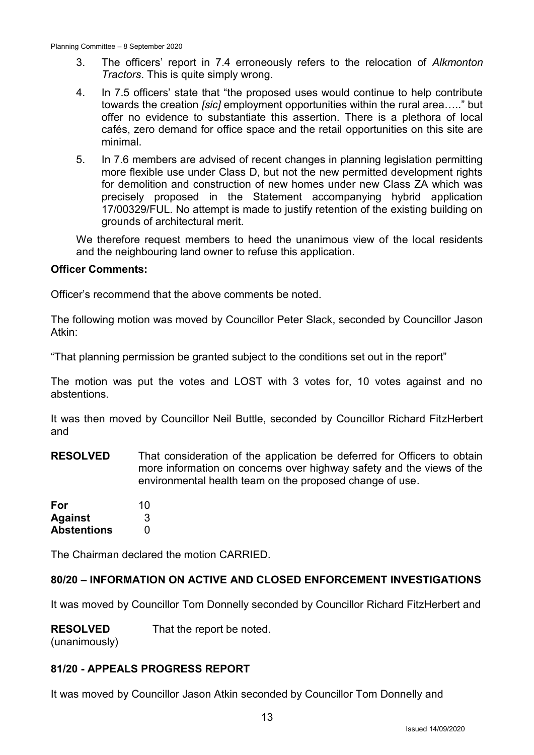3. The officers' report in 7.4 erroneously refers to the relocation of *Alkmonton Tractors*. This is quite simply wrong.

4. In 7.5 officers' state that "the proposed uses would continue to help contribute towards the creation *[sic]* employment opportunities within the rural area….." but offer no evidence to substantiate this assertion. There is a plethora of local cafés, zero demand for office space and the retail opportunities on this site are minimal.

5. In 7.6 members are advised of recent changes in planning legislation permitting more flexible use under Class D, but not the new permitted development rights for demolition and construction of new homes under new Class ZA which was precisely proposed in the Statement accompanying hybrid application 17/00329/FUL. No attempt is made to justify retention of the existing building on grounds of architectural merit.

We therefore request members to heed the unanimous view of the local residents and the neighbouring land owner to refuse this application.

**Officer Comments:**

Officer's recommend that the above comments be noted.

The following motion was moved by Councillor Peter Slack, seconded by Councillor Jason Atkin:

"That planning permission be granted subject to the conditions set out in the report"

The motion was put the votes and LOST with 3 votes for, 10 votes against and no abstentions.

It was then moved by Councillor Neil Buttle, seconded by Councillor Richard FitzHerbert and

**RESOLVED** That consideration of the application be deferred for Officers to obtain more information on concerns over highway safety and the views of the environmental health team on the proposed change of use.

| | |
|---|---|
| **For** | 10 |
| **Against** | 3 |
| **Abstentions** | 0 |

The Chairman declared the motion CARRIED.

## 80/20 – INFORMATION ON ACTIVE AND CLOSED ENFORCEMENT INVESTIGATIONS

It was moved by Councillor Tom Donnelly seconded by Councillor Richard FitzHerbert and

**RESOLVED** (unanimously) That the report be noted.

## 81/20 - APPEALS PROGRESS REPORT

It was moved by Councillor Jason Atkin seconded by Councillor Tom Donnelly and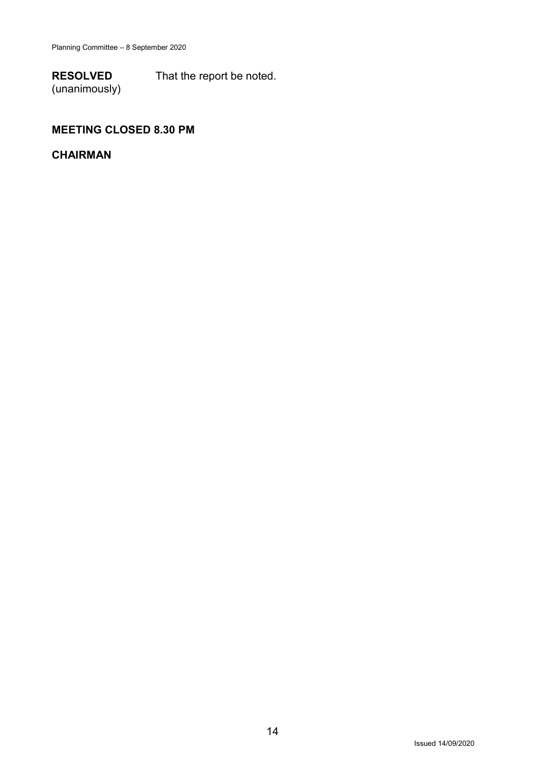**RESOLVED** (unanimously) That the report be noted.

**MEETING CLOSED 8.30 PM**

**CHAIRMAN**

Issued 14/09/2020